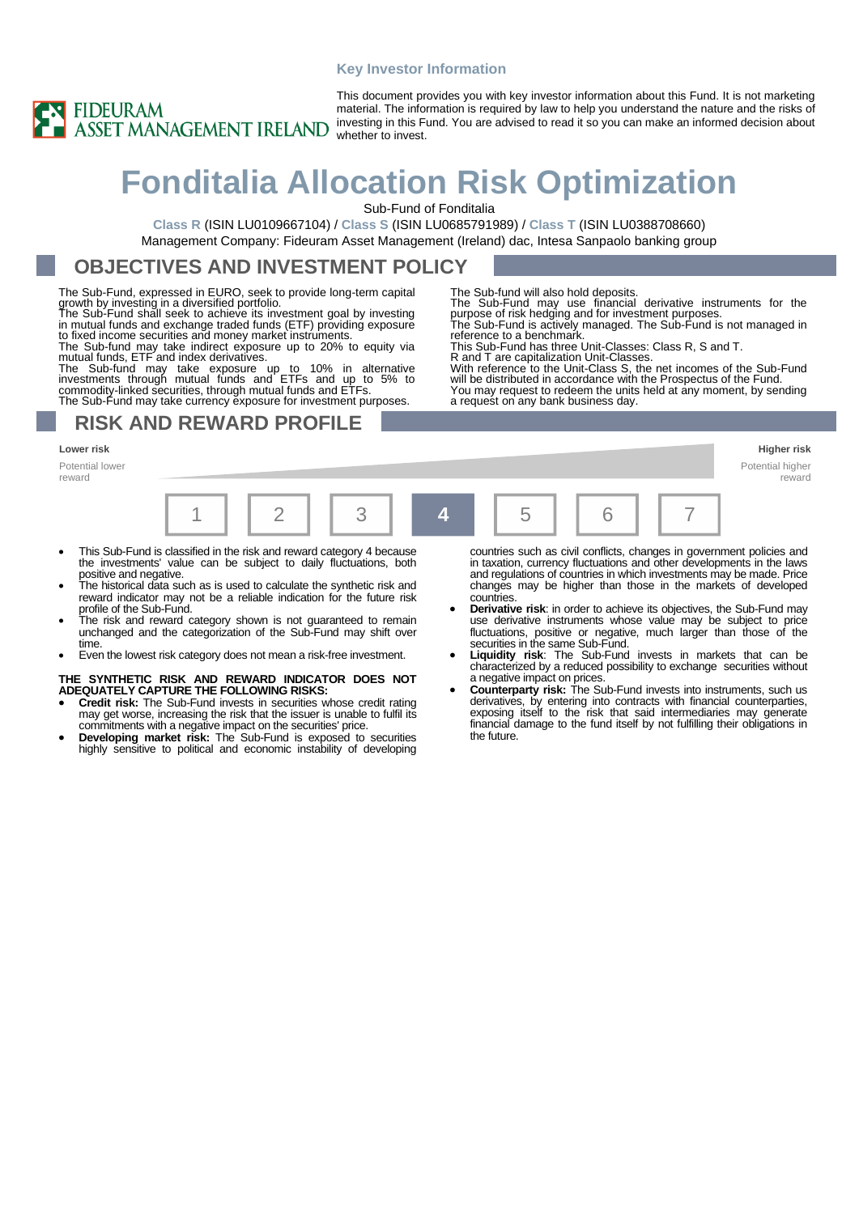Key Investor Information

FIDEURAM ASSET MANAGEMENT IRELAND

This document provides you with key investor information about this Fund. It is not marketing material. The information is required by law to help you understand the nature and the risks of investing in this Fund. You are advised to read it so you can make an informed decision about whether to invest.

# Fonditalia Allocation Risk Optimization

Sub-Fund of Fonditalia

**Class R** (ISIN LU0109667104) / **Class S** (ISIN LU0685791989) / **Class T** (ISIN LU0388708660)

Management Company: Fideuram Asset Management (Ireland) dac, Intesa Sanpaolo banking group

## OBJECTIVES AND INVESTMENT POLICY

The Sub-Fund, expressed in EURO, seek to provide long-term capital growth by investing in a diversified portfolio.
The Sub-Fund shall seek to achieve its investment goal by investing in mutual funds and exchange traded funds (ETF) providing exposure to fixed income securities and money market instruments.
The Sub-fund may take indirect exposure up to 20% to equity via mutual funds, ETF and index derivatives.
The Sub-fund may take exposure up to 10% in alternative investments through mutual funds and ETFs and up to 5% to commodity-linked securities, through mutual funds and ETFs.
The Sub-Fund may take currency exposure for investment purposes.
The Sub-fund will also hold deposits.
The Sub-Fund may use financial derivative instruments for the purpose of risk hedging and for investment purposes.
The Sub-Fund is actively managed. The Sub-Fund is not managed in reference to a benchmark.
This Sub-Fund has three Unit-Classes: Class R, S and T.
R and T are capitalization Unit-Classes.
With reference to the Unit-Class S, the net incomes of the Sub-Fund will be distributed in accordance with the Prospectus of the Fund.
You may request to redeem the units held at any moment, by sending a request on any bank business day.

## RISK AND REWARD PROFILE

| Lower risk<br>Potential lower reward | | | | | | Higher risk<br>Potential higher reward |
|---|---|---|---|---|---|---|
| 1 | 2 | 3 | **4** | 5 | 6 | 7 |

- This Sub-Fund is classified in the risk and reward category 4 because the investments' value can be subject to daily fluctuations, both positive and negative.
- The historical data such as is used to calculate the synthetic risk and reward indicator may not be a reliable indication for the future risk profile of the Sub-Fund.
- The risk and reward category shown is not guaranteed to remain unchanged and the categorization of the Sub-Fund may shift over time.
- Even the lowest risk category does not mean a risk-free investment.

**THE SYNTHETIC RISK AND REWARD INDICATOR DOES NOT ADEQUATELY CAPTURE THE FOLLOWING RISKS:**

- **Credit risk:** The Sub-Fund invests in securities whose credit rating may get worse, increasing the risk that the issuer is unable to fulfil its commitments with a negative impact on the securities' price.
- **Developing market risk:** The Sub-Fund is exposed to securities highly sensitive to political and economic instability of developing countries such as civil conflicts, changes in government policies and in taxation, currency fluctuations and other developments in the laws and regulations of countries in which investments may be made. Price changes may be higher than those in the markets of developed countries.
- **Derivative risk**: in order to achieve its objectives, the Sub-Fund may use derivative instruments whose value may be subject to price fluctuations, positive or negative, much larger than those of the securities in the same Sub-Fund.
- **Liquidity risk**: The Sub-Fund invests in markets that can be characterized by a reduced possibility to exchange securities without a negative impact on prices.
- **Counterparty risk:** The Sub-Fund invests into instruments, such us derivatives, by entering into contracts with financial counterparties, exposing itself to the risk that said intermediaries may generate financial damage to the fund itself by not fulfilling their obligations in the future.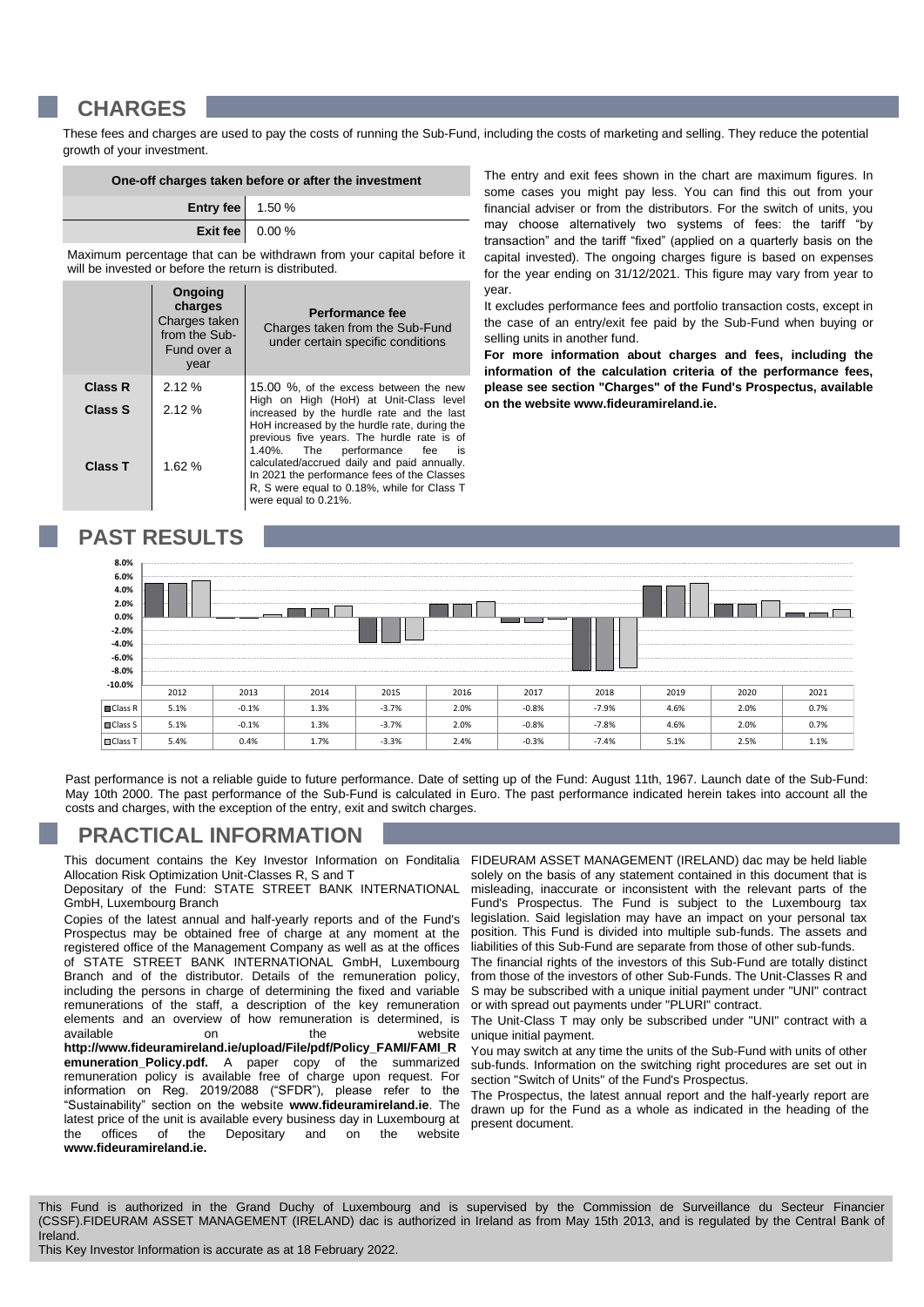## CHARGES

These fees and charges are used to pay the costs of running the Sub-Fund, including the costs of marketing and selling. They reduce the potential growth of your investment.

| One-off charges taken before or after the investment | |
|---|---|
| **Entry fee** | 1.50 % |
| **Exit fee** | 0.00 % |

Maximum percentage that can be withdrawn from your capital before it will be invested or before the return is distributed.

| | **Ongoing charges** Charges taken from the Sub-Fund over a year | **Performance fee** Charges taken from the Sub-Fund under certain specific conditions |
|---|---|---|
| **Class R** | 2.12 % | 15.00 %, of the excess between the new High on High (HoH) at Unit-Class level increased by the hurdle rate and the last HoH increased by the hurdle rate, during the previous five years. The hurdle rate is of 1.40%. The performance fee is calculated/accrued daily and paid annually. In 2021 the performance fees of the Classes R, S were equal to 0.18%, while for Class T were equal to 0.21%. |
| **Class S** | 2.12 % | |
| **Class T** | 1.62 % | |

The entry and exit fees shown in the chart are maximum figures. In some cases you might pay less. You can find this out from your financial adviser or from the distributors. For the switch of units, you may choose alternatively two systems of fees: the tariff "by transaction" and the tariff "fixed" (applied on a quarterly basis on the capital invested). The ongoing charges figure is based on expenses for the year ending on 31/12/2021. This figure may vary from year to year.

It excludes performance fees and portfolio transaction costs, except in the case of an entry/exit fee paid by the Sub-Fund when buying or selling units in another fund.

**For more information about charges and fees, including the information of the calculation criteria of the performance fees, please see section "Charges" of the Fund's Prospectus, available on the website www.fideuramireland.ie.**

## PAST RESULTS

8.0%
6.0%
4.0%
2.0%
0.0%
-2.0%
-4.0%
-6.0%
-8.0%
-10.0%

| | 2012 | 2013 | 2014 | 2015 | 2016 | 2017 | 2018 | 2019 | 2020 | 2021 |
|---|---|---|---|---|---|---|---|---|---|---|
| Class R | 5.1% | -0.1% | 1.3% | -3.7% | 2.0% | -0.8% | -7.9% | 4.6% | 2.0% | 0.7% |
| Class S | 5.1% | -0.1% | 1.3% | -3.7% | 2.0% | -0.8% | -7.8% | 4.6% | 2.0% | 0.7% |
| Class T | 5.4% | 0.4% | 1.7% | -3.3% | 2.4% | -0.3% | -7.4% | 5.1% | 2.5% | 1.1% |

Past performance is not a reliable guide to future performance. Date of setting up of the Fund: August 11th, 1967. Launch date of the Sub-Fund: May 10th 2000. The past performance of the Sub-Fund is calculated in Euro. The past performance indicated herein takes into account all the costs and charges, with the exception of the entry, exit and switch charges.

## PRACTICAL INFORMATION

This document contains the Key Investor Information on Fonditalia Allocation Risk Optimization Unit-Classes R, S and T

Depositary of the Fund: STATE STREET BANK INTERNATIONAL GmbH, Luxembourg Branch

Copies of the latest annual and half-yearly reports and of the Fund's Prospectus may be obtained free of charge at any moment at the registered office of the Management Company as well as at the offices of STATE STREET BANK INTERNATIONAL GmbH, Luxembourg Branch and of the distributor. Details of the remuneration policy, including the persons in charge of determining the fixed and variable remunerations of the staff, a description of the key remuneration elements and an overview of how remuneration is determined, is available on the website **http://www.fideuramireland.ie/upload/File/pdf/Policy_FAMI/FAMI_Remuneration_Policy.pdf.** A paper copy of the summarized remuneration policy is available free of charge upon request. For information on Reg. 2019/2088 ("SFDR"), please refer to the "Sustainability" section on the website **www.fideuramireland.ie**. The latest price of the unit is available every business day in Luxembourg at the offices of the Depositary and on the website **www.fideuramireland.ie.**

FIDEURAM ASSET MANAGEMENT (IRELAND) dac may be held liable solely on the basis of any statement contained in this document that is misleading, inaccurate or inconsistent with the relevant parts of the Fund's Prospectus. The Fund is subject to the Luxembourg tax legislation. Said legislation may have an impact on your personal tax position. This Fund is divided into multiple sub-funds. The assets and liabilities of this Sub-Fund are separate from those of other sub-funds.

The financial rights of the investors of this Sub-Fund are totally distinct from those of the investors of other Sub-Funds. The Unit-Classes R and S may be subscribed with a unique initial payment under "UNI" contract or with spread out payments under "PLURI" contract.

The Unit-Class T may only be subscribed under "UNI" contract with a unique initial payment.

You may switch at any time the units of the Sub-Fund with units of other sub-funds. Information on the switching right procedures are set out in section "Switch of Units" of the Fund's Prospectus.

The Prospectus, the latest annual report and the half-yearly report are drawn up for the Fund as a whole as indicated in the heading of the present document.

This Fund is authorized in the Grand Duchy of Luxembourg and is supervised by the Commission de Surveillance du Secteur Financier (CSSF).FIDEURAM ASSET MANAGEMENT (IRELAND) dac is authorized in Ireland as from May 15th 2013, and is regulated by the Central Bank of Ireland.

This Key Investor Information is accurate as at 18 February 2022.